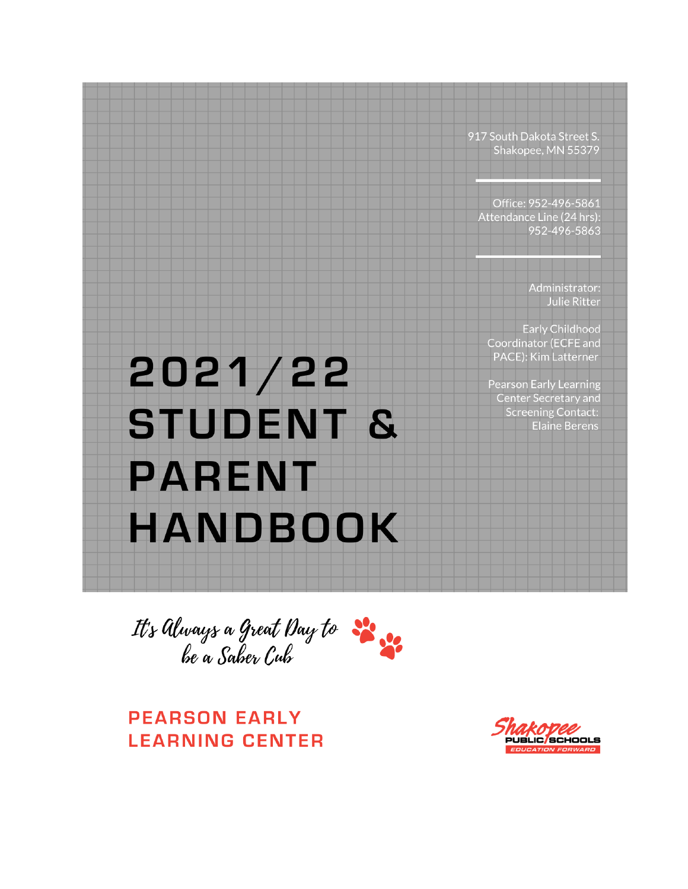# 2021/22 STUDENT & PARENT HANDBOOK

917 South Dakota Street S.
Shakopee, MN 55379

Office: 952-496-5861
Attendance Line (24 hrs): 952-496-5863

Administrator:
Julie Ritter

Early Childhood Coordinator (ECFE and PACE): Kim Latterner

Pearson Early Learning Center Secretary and Screening Contact:
Elaine Berens

*It's Always a Great Day to be a Saber Cub*

## PEARSON EARLY LEARNING CENTER

Shakopee PUBLIC SCHOOLS
EDUCATION FORWARD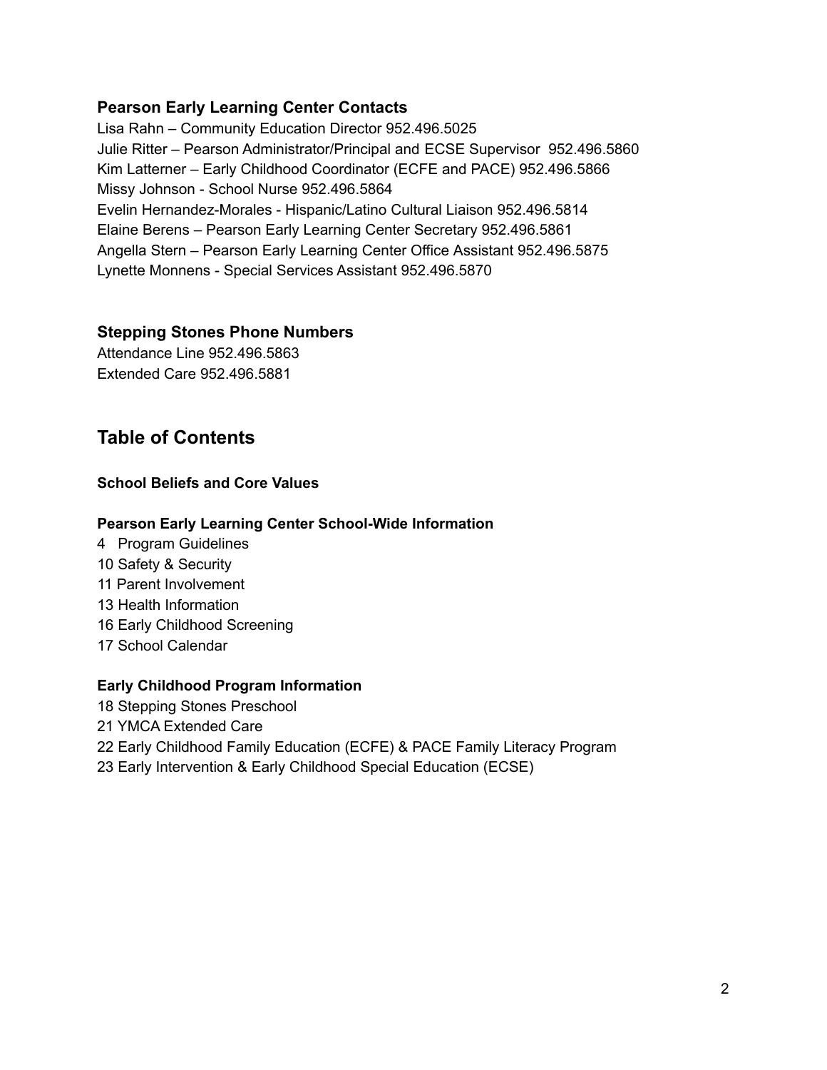### Pearson Early Learning Center Contacts

Lisa Rahn – Community Education Director 952.496.5025
Julie Ritter – Pearson Administrator/Principal and ECSE Supervisor 952.496.5860
Kim Latterner – Early Childhood Coordinator (ECFE and PACE) 952.496.5866
Missy Johnson - School Nurse 952.496.5864
Evelin Hernandez-Morales - Hispanic/Latino Cultural Liaison 952.496.5814
Elaine Berens – Pearson Early Learning Center Secretary 952.496.5861
Angella Stern – Pearson Early Learning Center Office Assistant 952.496.5875
Lynette Monnens - Special Services Assistant 952.496.5870

### Stepping Stones Phone Numbers

Attendance Line 952.496.5863
Extended Care 952.496.5881

## Table of Contents

**School Beliefs and Core Values**

**Pearson Early Learning Center School-Wide Information**

4 Program Guidelines
10 Safety & Security
11 Parent Involvement
13 Health Information
16 Early Childhood Screening
17 School Calendar

**Early Childhood Program Information**

18 Stepping Stones Preschool
21 YMCA Extended Care
22 Early Childhood Family Education (ECFE) & PACE Family Literacy Program
23 Early Intervention & Early Childhood Special Education (ECSE)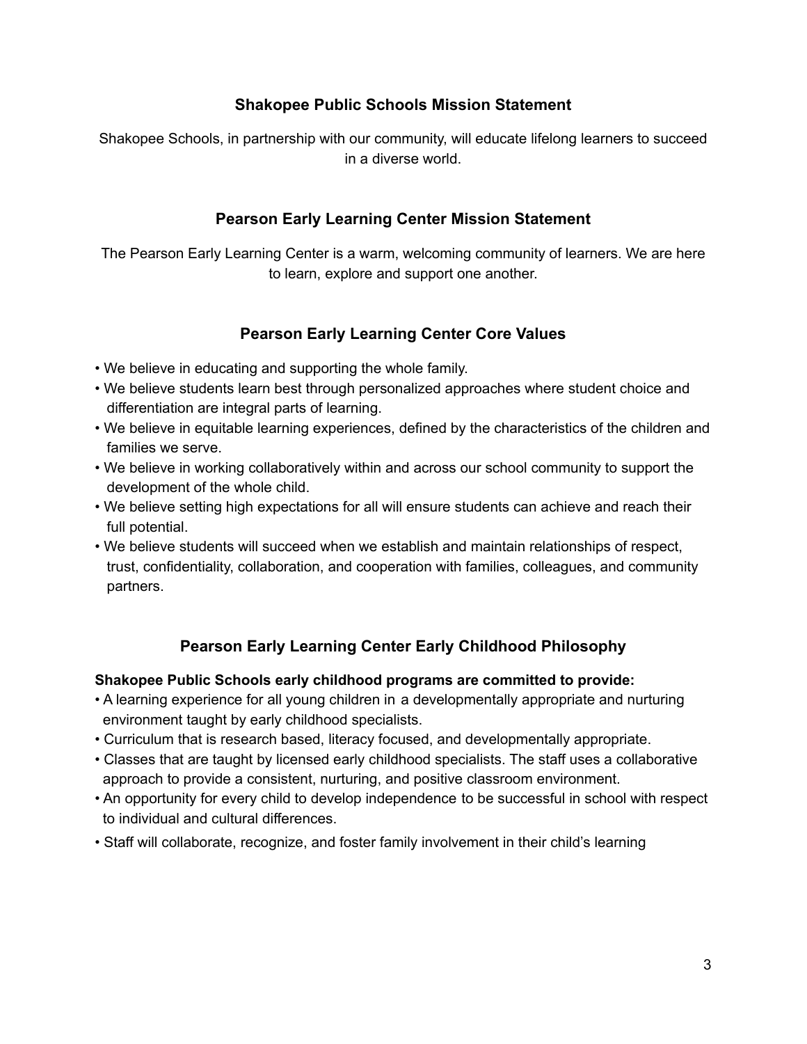## Shakopee Public Schools Mission Statement

Shakopee Schools, in partnership with our community, will educate lifelong learners to succeed in a diverse world.

## Pearson Early Learning Center Mission Statement

The Pearson Early Learning Center is a warm, welcoming community of learners. We are here to learn, explore and support one another.

## Pearson Early Learning Center Core Values

- We believe in educating and supporting the whole family.
- We believe students learn best through personalized approaches where student choice and differentiation are integral parts of learning.
- We believe in equitable learning experiences, defined by the characteristics of the children and families we serve.
- We believe in working collaboratively within and across our school community to support the development of the whole child.
- We believe setting high expectations for all will ensure students can achieve and reach their full potential.
- We believe students will succeed when we establish and maintain relationships of respect, trust, confidentiality, collaboration, and cooperation with families, colleagues, and community partners.

## Pearson Early Learning Center Early Childhood Philosophy

**Shakopee Public Schools early childhood programs are committed to provide:**

- A learning experience for all young children in a developmentally appropriate and nurturing environment taught by early childhood specialists.
- Curriculum that is research based, literacy focused, and developmentally appropriate.
- Classes that are taught by licensed early childhood specialists. The staff uses a collaborative approach to provide a consistent, nurturing, and positive classroom environment.
- An opportunity for every child to develop independence to be successful in school with respect to individual and cultural differences.
- Staff will collaborate, recognize, and foster family involvement in their child's learning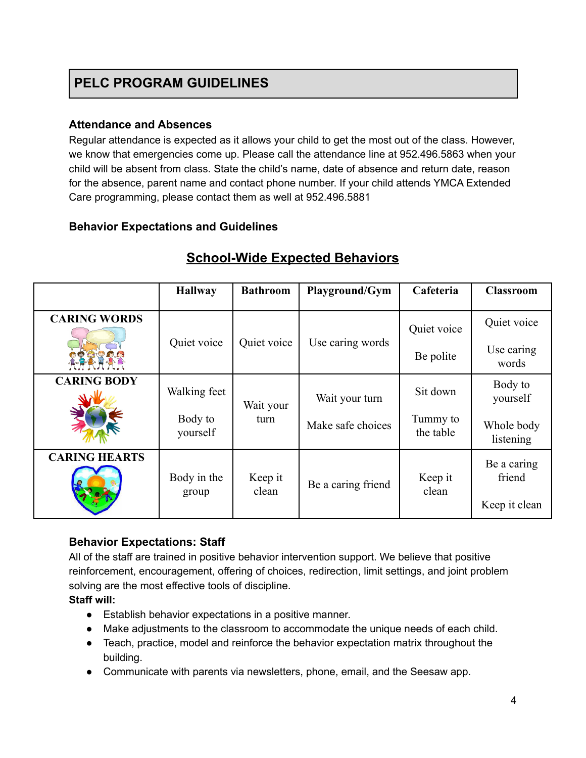## PELC PROGRAM GUIDELINES

### Attendance and Absences

Regular attendance is expected as it allows your child to get the most out of the class. However, we know that emergencies come up. Please call the attendance line at 952.496.5863 when your child will be absent from class. State the child's name, date of absence and return date, reason for the absence, parent name and contact phone number. If your child attends YMCA Extended Care programming, please contact them as well at 952.496.5881

### Behavior Expectations and Guidelines

#### School-Wide Expected Behaviors

| | Hallway | Bathroom | Playground/Gym | Cafeteria | Classroom |
|---|---|---|---|---|---|
| **CARING WORDS** | Quiet voice | Quiet voice | Use caring words | Quiet voice<br><br>Be polite | Quiet voice<br><br>Use caring words |
| **CARING BODY** | Walking feet<br><br>Body to yourself | Wait your turn | Wait your turn<br><br>Make safe choices | Sit down<br><br>Tummy to the table | Body to yourself<br><br>Whole body listening |
| **CARING HEARTS** | Body in the group | Keep it clean | Be a caring friend | Keep it clean | Be a caring friend<br><br>Keep it clean |

### Behavior Expectations: Staff

All of the staff are trained in positive behavior intervention support. We believe that positive reinforcement, encouragement, offering of choices, redirection, limit settings, and joint problem solving are the most effective tools of discipline.

**Staff will:**

- Establish behavior expectations in a positive manner.
- Make adjustments to the classroom to accommodate the unique needs of each child.
- Teach, practice, model and reinforce the behavior expectation matrix throughout the building.
- Communicate with parents via newsletters, phone, email, and the Seesaw app.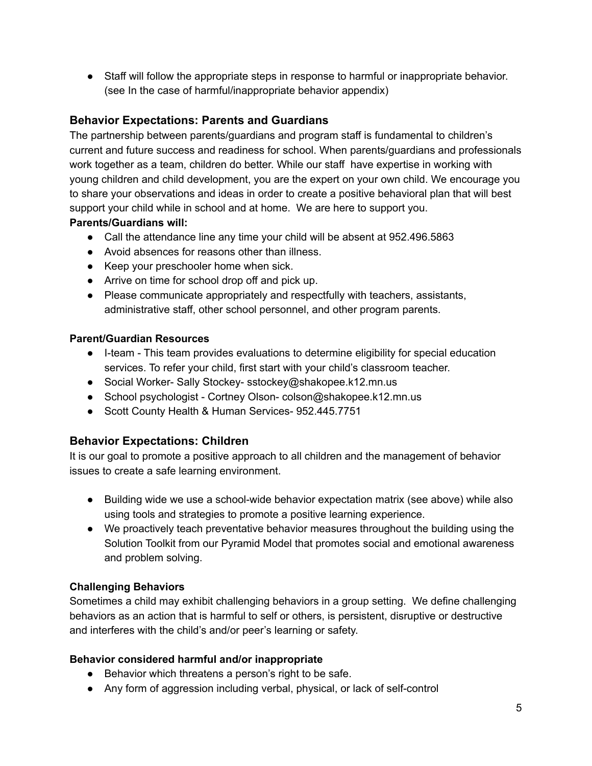- Staff will follow the appropriate steps in response to harmful or inappropriate behavior. (see In the case of harmful/inappropriate behavior appendix)

## Behavior Expectations: Parents and Guardians

The partnership between parents/guardians and program staff is fundamental to children's current and future success and readiness for school. When parents/guardians and professionals work together as a team, children do better. While our staff have expertise in working with young children and child development, you are the expert on your own child. We encourage you to share your observations and ideas in order to create a positive behavioral plan that will best support your child while in school and at home. We are here to support you.

**Parents/Guardians will:**

- Call the attendance line any time your child will be absent at 952.496.5863
- Avoid absences for reasons other than illness.
- Keep your preschooler home when sick.
- Arrive on time for school drop off and pick up.
- Please communicate appropriately and respectfully with teachers, assistants, administrative staff, other school personnel, and other program parents.

**Parent/Guardian Resources**

- I-team - This team provides evaluations to determine eligibility for special education services. To refer your child, first start with your child's classroom teacher.
- Social Worker- Sally Stockey- sstockey@shakopee.k12.mn.us
- School psychologist - Cortney Olson- colson@shakopee.k12.mn.us
- Scott County Health & Human Services- 952.445.7751

## Behavior Expectations: Children

It is our goal to promote a positive approach to all children and the management of behavior issues to create a safe learning environment.

- Building wide we use a school-wide behavior expectation matrix (see above) while also using tools and strategies to promote a positive learning experience.
- We proactively teach preventative behavior measures throughout the building using the Solution Toolkit from our Pyramid Model that promotes social and emotional awareness and problem solving.

**Challenging Behaviors**

Sometimes a child may exhibit challenging behaviors in a group setting. We define challenging behaviors as an action that is harmful to self or others, is persistent, disruptive or destructive and interferes with the child's and/or peer's learning or safety.

**Behavior considered harmful and/or inappropriate**

- Behavior which threatens a person's right to be safe.
- Any form of aggression including verbal, physical, or lack of self-control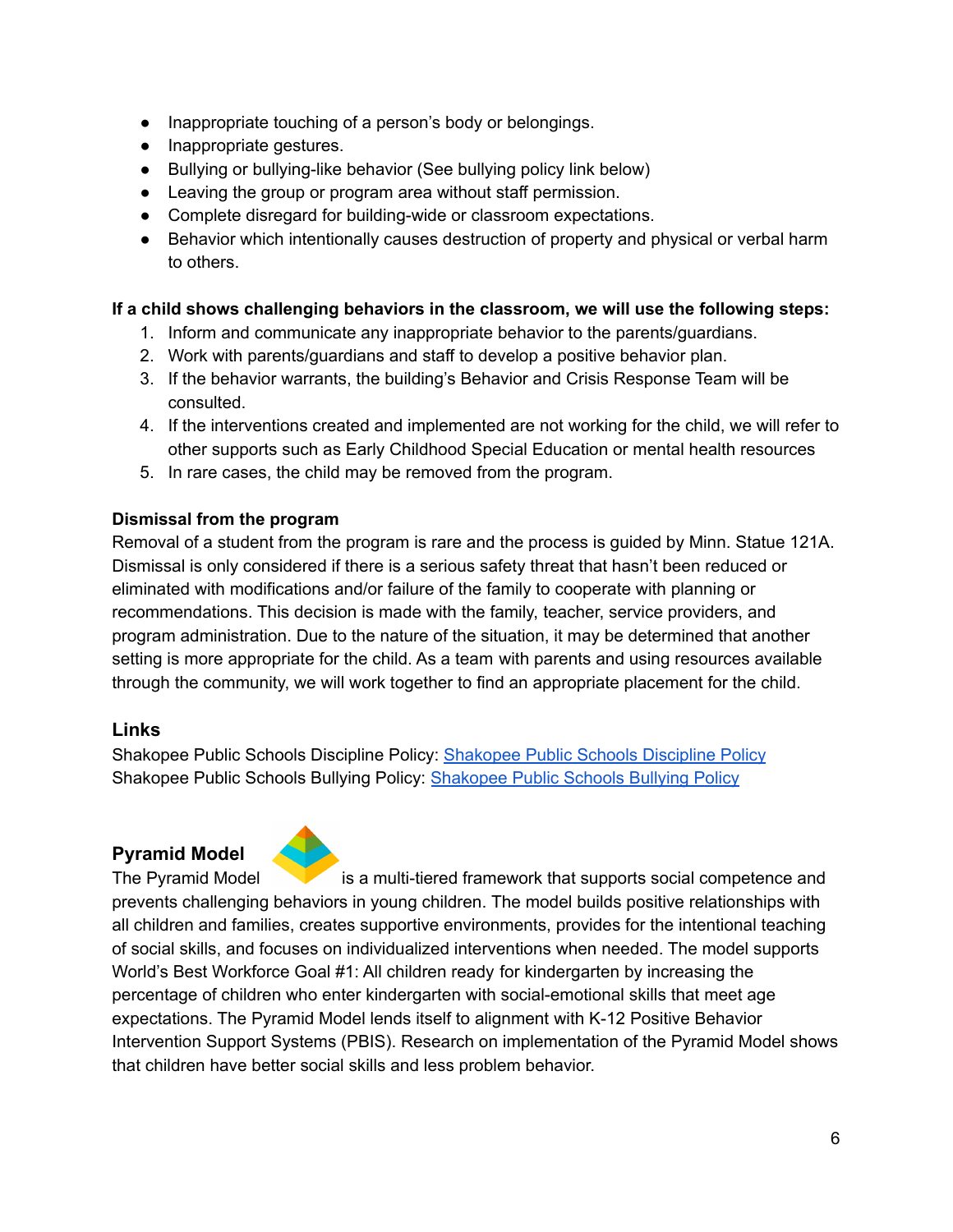- Inappropriate touching of a person's body or belongings.
- Inappropriate gestures.
- Bullying or bullying-like behavior (See bullying policy link below)
- Leaving the group or program area without staff permission.
- Complete disregard for building-wide or classroom expectations.
- Behavior which intentionally causes destruction of property and physical or verbal harm to others.

**If a child shows challenging behaviors in the classroom, we will use the following steps:**

1. Inform and communicate any inappropriate behavior to the parents/guardians.
2. Work with parents/guardians and staff to develop a positive behavior plan.
3. If the behavior warrants, the building's Behavior and Crisis Response Team will be consulted.
4. If the interventions created and implemented are not working for the child, we will refer to other supports such as Early Childhood Special Education or mental health resources
5. In rare cases, the child may be removed from the program.

**Dismissal from the program**

Removal of a student from the program is rare and the process is guided by Minn. Statue 121A. Dismissal is only considered if there is a serious safety threat that hasn't been reduced or eliminated with modifications and/or failure of the family to cooperate with planning or recommendations. This decision is made with the family, teacher, service providers, and program administration. Due to the nature of the situation, it may be determined that another setting is more appropriate for the child. As a team with parents and using resources available through the community, we will work together to find an appropriate placement for the child.

## Links

Shakopee Public Schools Discipline Policy: [Shakopee Public Schools Discipline Policy]()
Shakopee Public Schools Bullying Policy: [Shakopee Public Schools Bullying Policy]()

## Pyramid Model

The Pyramid Model is a multi-tiered framework that supports social competence and prevents challenging behaviors in young children. The model builds positive relationships with all children and families, creates supportive environments, provides for the intentional teaching of social skills, and focuses on individualized interventions when needed. The model supports World's Best Workforce Goal #1: All children ready for kindergarten by increasing the percentage of children who enter kindergarten with social-emotional skills that meet age expectations. The Pyramid Model lends itself to alignment with K-12 Positive Behavior Intervention Support Systems (PBIS). Research on implementation of the Pyramid Model shows that children have better social skills and less problem behavior.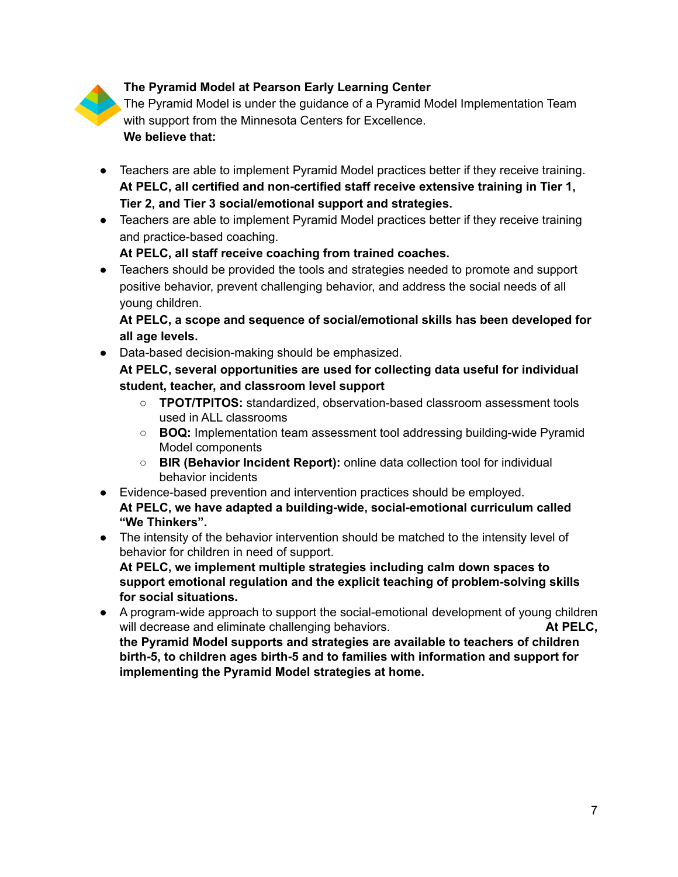**The Pyramid Model at Pearson Early Learning Center**

The Pyramid Model is under the guidance of a Pyramid Model Implementation Team with support from the Minnesota Centers for Excellence.

**We believe that:**

- Teachers are able to implement Pyramid Model practices better if they receive training. **At PELC, all certified and non-certified staff receive extensive training in Tier 1, Tier 2, and Tier 3 social/emotional support and strategies.**
- Teachers are able to implement Pyramid Model practices better if they receive training and practice-based coaching.
  **At PELC, all staff receive coaching from trained coaches.**
- Teachers should be provided the tools and strategies needed to promote and support positive behavior, prevent challenging behavior, and address the social needs of all young children.
  **At PELC, a scope and sequence of social/emotional skills has been developed for all age levels.**
- Data-based decision-making should be emphasized.
  **At PELC, several opportunities are used for collecting data useful for individual student, teacher, and classroom level support**
  - **TPOT/TPITOS:** standardized, observation-based classroom assessment tools used in ALL classrooms
  - **BOQ:** Implementation team assessment tool addressing building-wide Pyramid Model components
  - **BIR (Behavior Incident Report):** online data collection tool for individual behavior incidents
- Evidence-based prevention and intervention practices should be employed.
  **At PELC, we have adapted a building-wide, social-emotional curriculum called "We Thinkers".**
- The intensity of the behavior intervention should be matched to the intensity level of behavior for children in need of support.
  **At PELC, we implement multiple strategies including calm down spaces to support emotional regulation and the explicit teaching of problem-solving skills for social situations.**
- A program-wide approach to support the social-emotional development of young children will decrease and eliminate challenging behaviors. **At PELC, the Pyramid Model supports and strategies are available to teachers of children birth-5, to children ages birth-5 and to families with information and support for implementing the Pyramid Model strategies at home.**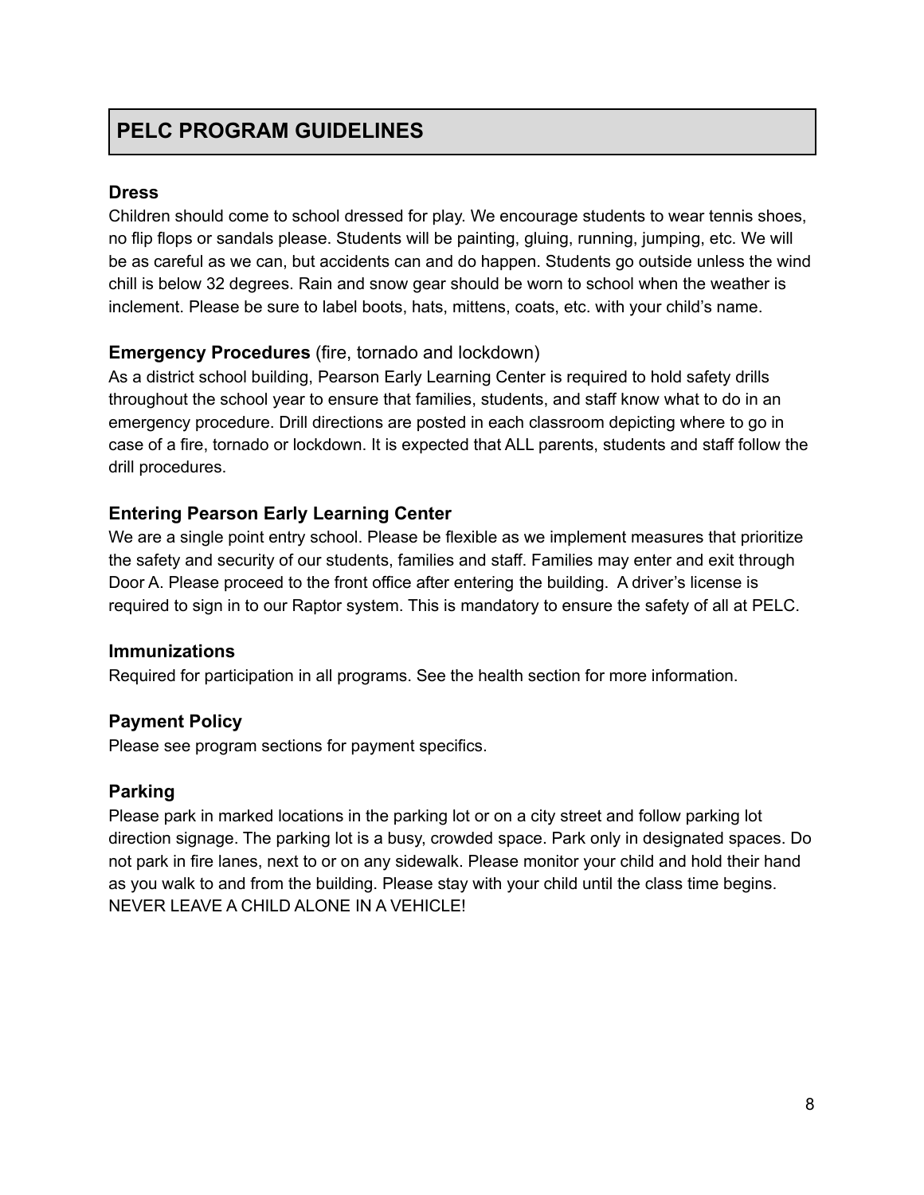# PELC PROGRAM GUIDELINES

### Dress

Children should come to school dressed for play. We encourage students to wear tennis shoes, no flip flops or sandals please. Students will be painting, gluing, running, jumping, etc. We will be as careful as we can, but accidents can and do happen. Students go outside unless the wind chill is below 32 degrees. Rain and snow gear should be worn to school when the weather is inclement. Please be sure to label boots, hats, mittens, coats, etc. with your child's name.

### **Emergency Procedures** (fire, tornado and lockdown)

As a district school building, Pearson Early Learning Center is required to hold safety drills throughout the school year to ensure that families, students, and staff know what to do in an emergency procedure. Drill directions are posted in each classroom depicting where to go in case of a fire, tornado or lockdown. It is expected that ALL parents, students and staff follow the drill procedures.

### Entering Pearson Early Learning Center

We are a single point entry school. Please be flexible as we implement measures that prioritize the safety and security of our students, families and staff. Families may enter and exit through Door A. Please proceed to the front office after entering the building. A driver's license is required to sign in to our Raptor system. This is mandatory to ensure the safety of all at PELC.

### Immunizations

Required for participation in all programs. See the health section for more information.

### Payment Policy

Please see program sections for payment specifics.

### Parking

Please park in marked locations in the parking lot or on a city street and follow parking lot direction signage. The parking lot is a busy, crowded space. Park only in designated spaces. Do not park in fire lanes, next to or on any sidewalk. Please monitor your child and hold their hand as you walk to and from the building. Please stay with your child until the class time begins. NEVER LEAVE A CHILD ALONE IN A VEHICLE!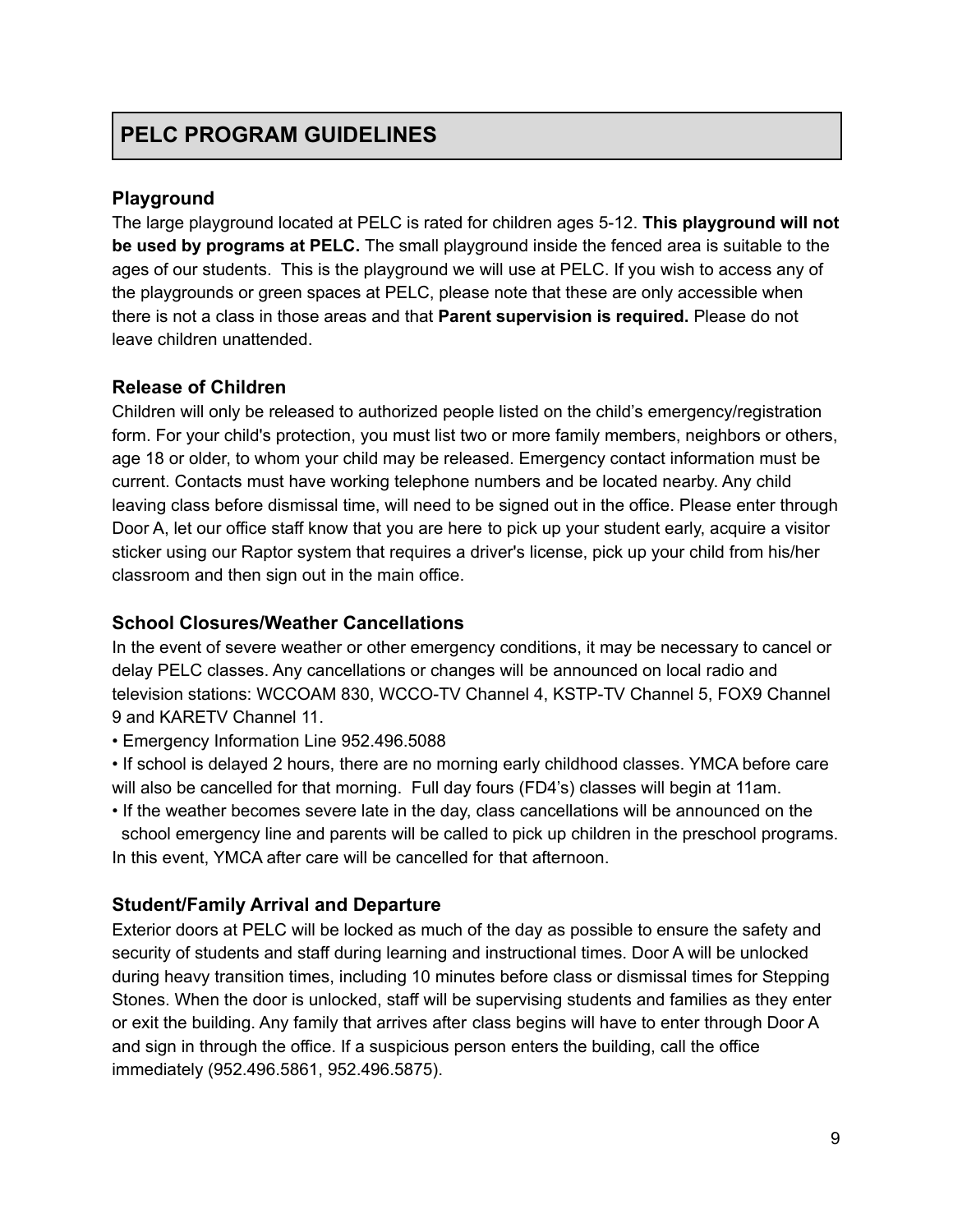# PELC PROGRAM GUIDELINES

### Playground

The large playground located at PELC is rated for children ages 5-12. **This playground will not be used by programs at PELC.** The small playground inside the fenced area is suitable to the ages of our students. This is the playground we will use at PELC. If you wish to access any of the playgrounds or green spaces at PELC, please note that these are only accessible when there is not a class in those areas and that **Parent supervision is required.** Please do not leave children unattended.

### Release of Children

Children will only be released to authorized people listed on the child's emergency/registration form. For your child's protection, you must list two or more family members, neighbors or others, age 18 or older, to whom your child may be released. Emergency contact information must be current. Contacts must have working telephone numbers and be located nearby. Any child leaving class before dismissal time, will need to be signed out in the office. Please enter through Door A, let our office staff know that you are here to pick up your student early, acquire a visitor sticker using our Raptor system that requires a driver's license, pick up your child from his/her classroom and then sign out in the main office.

### School Closures/Weather Cancellations

In the event of severe weather or other emergency conditions, it may be necessary to cancel or delay PELC classes. Any cancellations or changes will be announced on local radio and television stations: WCCOAM 830, WCCO-TV Channel 4, KSTP-TV Channel 5, FOX9 Channel 9 and KARETV Channel 11.

- Emergency Information Line 952.496.5088
- If school is delayed 2 hours, there are no morning early childhood classes. YMCA before care will also be cancelled for that morning. Full day fours (FD4's) classes will begin at 11am.
- If the weather becomes severe late in the day, class cancellations will be announced on the school emergency line and parents will be called to pick up children in the preschool programs.

In this event, YMCA after care will be cancelled for that afternoon.

### Student/Family Arrival and Departure

Exterior doors at PELC will be locked as much of the day as possible to ensure the safety and security of students and staff during learning and instructional times. Door A will be unlocked during heavy transition times, including 10 minutes before class or dismissal times for Stepping Stones. When the door is unlocked, staff will be supervising students and families as they enter or exit the building. Any family that arrives after class begins will have to enter through Door A and sign in through the office. If a suspicious person enters the building, call the office immediately (952.496.5861, 952.496.5875).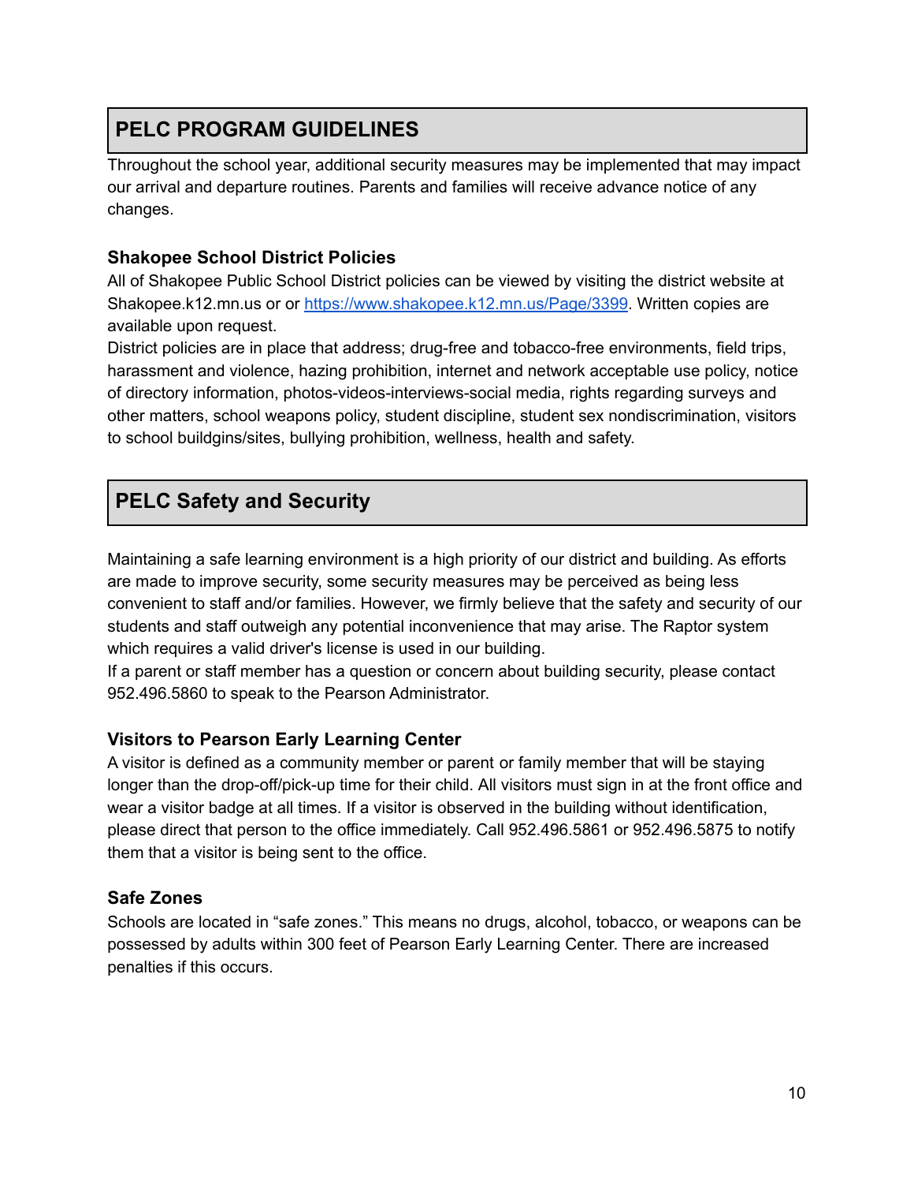## PELC PROGRAM GUIDELINES

Throughout the school year, additional security measures may be implemented that may impact our arrival and departure routines. Parents and families will receive advance notice of any changes.

### Shakopee School District Policies

All of Shakopee Public School District policies can be viewed by visiting the district website at Shakopee.k12.mn.us or or [https://www.shakopee.k12.mn.us/Page/3399](https://www.shakopee.k12.mn.us/Page/3399). Written copies are available upon request.

District policies are in place that address; drug-free and tobacco-free environments, field trips, harassment and violence, hazing prohibition, internet and network acceptable use policy, notice of directory information, photos-videos-interviews-social media, rights regarding surveys and other matters, school weapons policy, student discipline, student sex nondiscrimination, visitors to school buildgins/sites, bullying prohibition, wellness, health and safety.

## PELC Safety and Security

Maintaining a safe learning environment is a high priority of our district and building. As efforts are made to improve security, some security measures may be perceived as being less convenient to staff and/or families. However, we firmly believe that the safety and security of our students and staff outweigh any potential inconvenience that may arise. The Raptor system which requires a valid driver's license is used in our building.

If a parent or staff member has a question or concern about building security, please contact 952.496.5860 to speak to the Pearson Administrator.

### Visitors to Pearson Early Learning Center

A visitor is defined as a community member or parent or family member that will be staying longer than the drop-off/pick-up time for their child. All visitors must sign in at the front office and wear a visitor badge at all times. If a visitor is observed in the building without identification, please direct that person to the office immediately. Call 952.496.5861 or 952.496.5875 to notify them that a visitor is being sent to the office.

### Safe Zones

Schools are located in "safe zones." This means no drugs, alcohol, tobacco, or weapons can be possessed by adults within 300 feet of Pearson Early Learning Center. There are increased penalties if this occurs.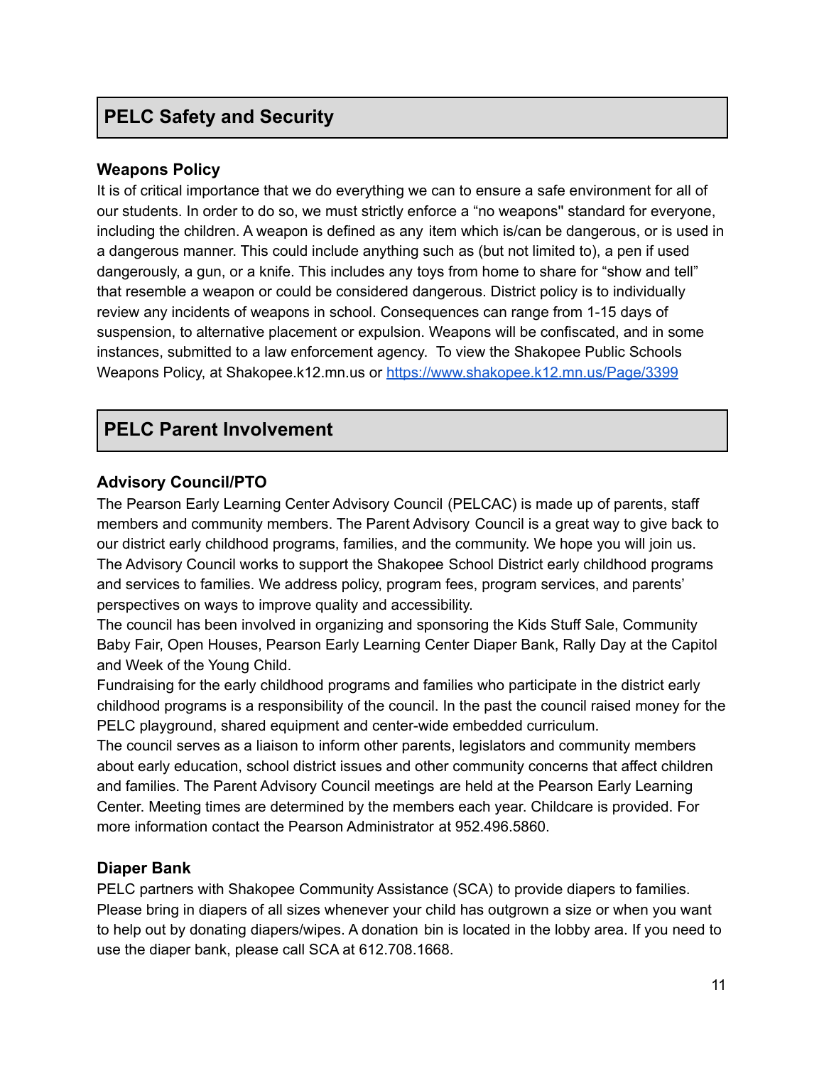## PELC Safety and Security

### Weapons Policy

It is of critical importance that we do everything we can to ensure a safe environment for all of our students. In order to do so, we must strictly enforce a “no weapons" standard for everyone, including the children. A weapon is defined as any item which is/can be dangerous, or is used in a dangerous manner. This could include anything such as (but not limited to), a pen if used dangerously, a gun, or a knife. This includes any toys from home to share for “show and tell” that resemble a weapon or could be considered dangerous. District policy is to individually review any incidents of weapons in school. Consequences can range from 1-15 days of suspension, to alternative placement or expulsion. Weapons will be confiscated, and in some instances, submitted to a law enforcement agency. To view the Shakopee Public Schools Weapons Policy, at Shakopee.k12.mn.us or [https://www.shakopee.k12.mn.us/Page/3399](https://www.shakopee.k12.mn.us/Page/3399)

## PELC Parent Involvement

### Advisory Council/PTO

The Pearson Early Learning Center Advisory Council (PELCAC) is made up of parents, staff members and community members. The Parent Advisory Council is a great way to give back to our district early childhood programs, families, and the community. We hope you will join us. The Advisory Council works to support the Shakopee School District early childhood programs and services to families. We address policy, program fees, program services, and parents' perspectives on ways to improve quality and accessibility.

The council has been involved in organizing and sponsoring the Kids Stuff Sale, Community Baby Fair, Open Houses, Pearson Early Learning Center Diaper Bank, Rally Day at the Capitol and Week of the Young Child.

Fundraising for the early childhood programs and families who participate in the district early childhood programs is a responsibility of the council. In the past the council raised money for the PELC playground, shared equipment and center-wide embedded curriculum.

The council serves as a liaison to inform other parents, legislators and community members about early education, school district issues and other community concerns that affect children and families. The Parent Advisory Council meetings are held at the Pearson Early Learning Center. Meeting times are determined by the members each year. Childcare is provided. For more information contact the Pearson Administrator at 952.496.5860.

### Diaper Bank

PELC partners with Shakopee Community Assistance (SCA) to provide diapers to families. Please bring in diapers of all sizes whenever your child has outgrown a size or when you want to help out by donating diapers/wipes. A donation bin is located in the lobby area. If you need to use the diaper bank, please call SCA at 612.708.1668.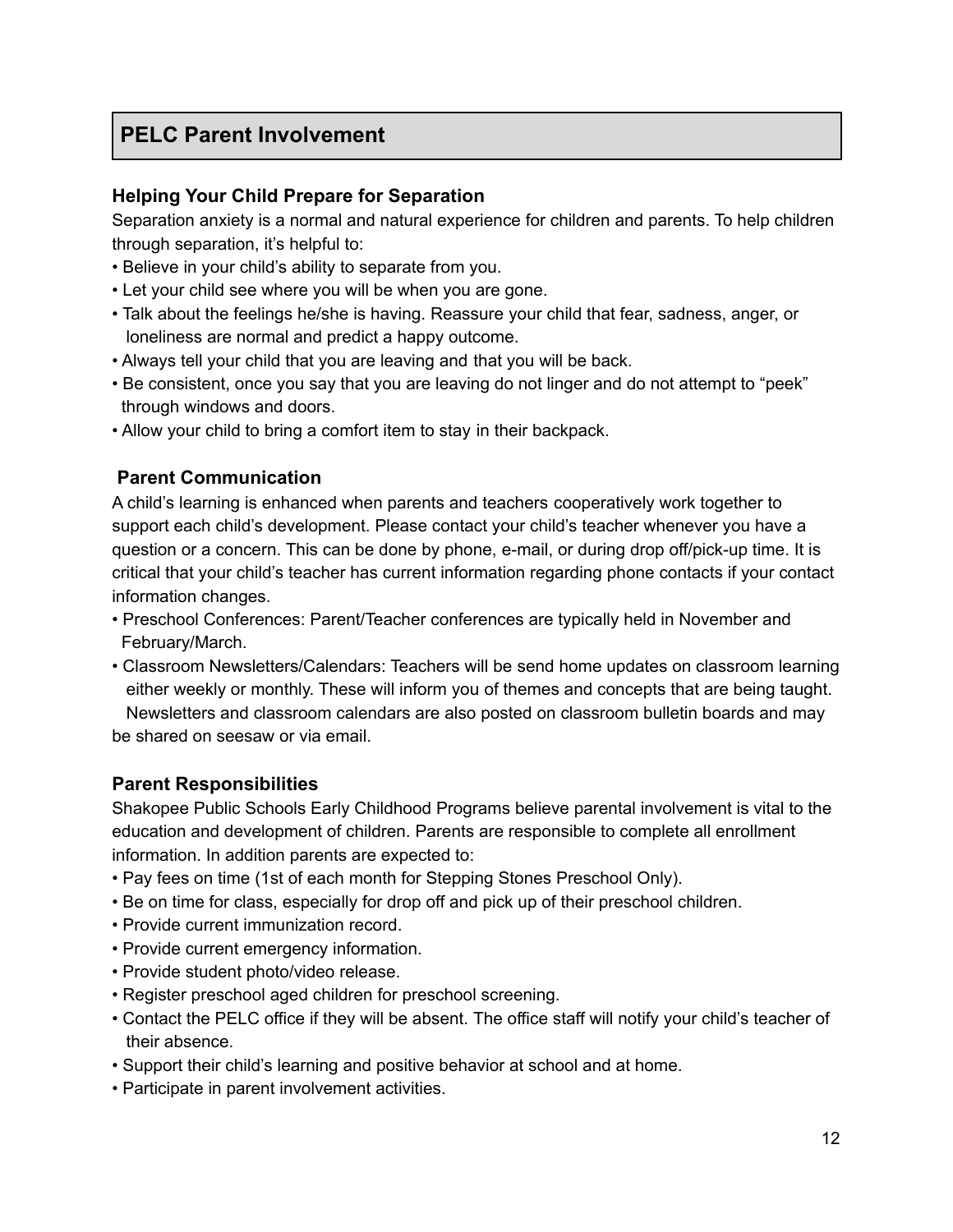## PELC Parent Involvement

### Helping Your Child Prepare for Separation

Separation anxiety is a normal and natural experience for children and parents. To help children through separation, it's helpful to:

- Believe in your child's ability to separate from you.
- Let your child see where you will be when you are gone.
- Talk about the feelings he/she is having. Reassure your child that fear, sadness, anger, or loneliness are normal and predict a happy outcome.
- Always tell your child that you are leaving and that you will be back.
- Be consistent, once you say that you are leaving do not linger and do not attempt to "peek" through windows and doors.
- Allow your child to bring a comfort item to stay in their backpack.

### Parent Communication

A child's learning is enhanced when parents and teachers cooperatively work together to support each child's development. Please contact your child's teacher whenever you have a question or a concern. This can be done by phone, e-mail, or during drop off/pick-up time. It is critical that your child's teacher has current information regarding phone contacts if your contact information changes.

- Preschool Conferences: Parent/Teacher conferences are typically held in November and February/March.
- Classroom Newsletters/Calendars: Teachers will be send home updates on classroom learning either weekly or monthly. These will inform you of themes and concepts that are being taught. Newsletters and classroom calendars are also posted on classroom bulletin boards and may be shared on seesaw or via email.

### Parent Responsibilities

Shakopee Public Schools Early Childhood Programs believe parental involvement is vital to the education and development of children. Parents are responsible to complete all enrollment information. In addition parents are expected to:

- Pay fees on time (1st of each month for Stepping Stones Preschool Only).
- Be on time for class, especially for drop off and pick up of their preschool children.
- Provide current immunization record.
- Provide current emergency information.
- Provide student photo/video release.
- Register preschool aged children for preschool screening.
- Contact the PELC office if they will be absent. The office staff will notify your child's teacher of their absence.
- Support their child's learning and positive behavior at school and at home.
- Participate in parent involvement activities.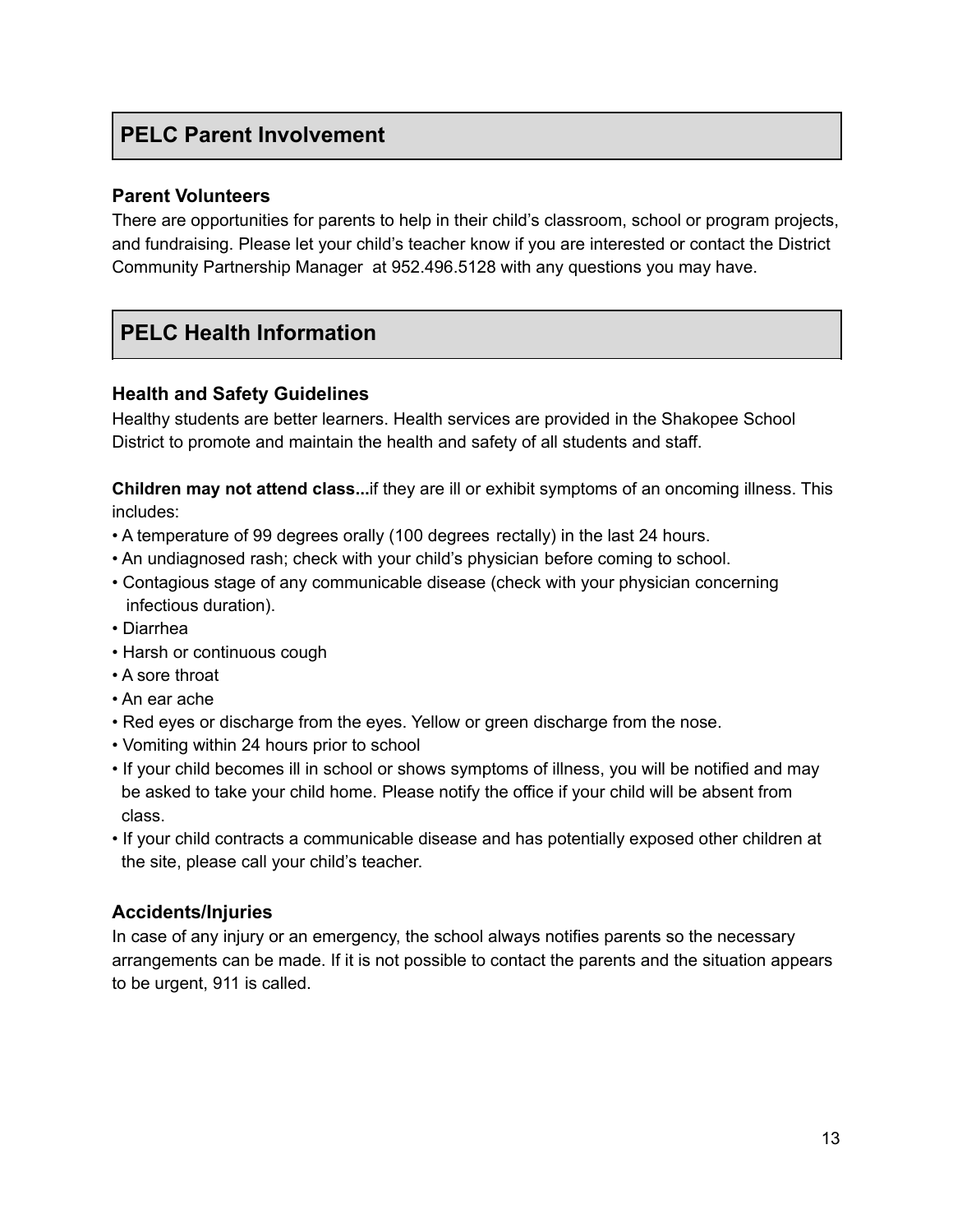## PELC Parent Involvement

### Parent Volunteers

There are opportunities for parents to help in their child's classroom, school or program projects, and fundraising. Please let your child's teacher know if you are interested or contact the District Community Partnership Manager at 952.496.5128 with any questions you may have.

## PELC Health Information

### Health and Safety Guidelines

Healthy students are better learners. Health services are provided in the Shakopee School District to promote and maintain the health and safety of all students and staff.

**Children may not attend class...**if they are ill or exhibit symptoms of an oncoming illness. This includes:

- A temperature of 99 degrees orally (100 degrees rectally) in the last 24 hours.
- An undiagnosed rash; check with your child's physician before coming to school.
- Contagious stage of any communicable disease (check with your physician concerning infectious duration).
- Diarrhea
- Harsh or continuous cough
- A sore throat
- An ear ache
- Red eyes or discharge from the eyes. Yellow or green discharge from the nose.
- Vomiting within 24 hours prior to school
- If your child becomes ill in school or shows symptoms of illness, you will be notified and may be asked to take your child home. Please notify the office if your child will be absent from class.
- If your child contracts a communicable disease and has potentially exposed other children at the site, please call your child's teacher.

### Accidents/Injuries

In case of any injury or an emergency, the school always notifies parents so the necessary arrangements can be made. If it is not possible to contact the parents and the situation appears to be urgent, 911 is called.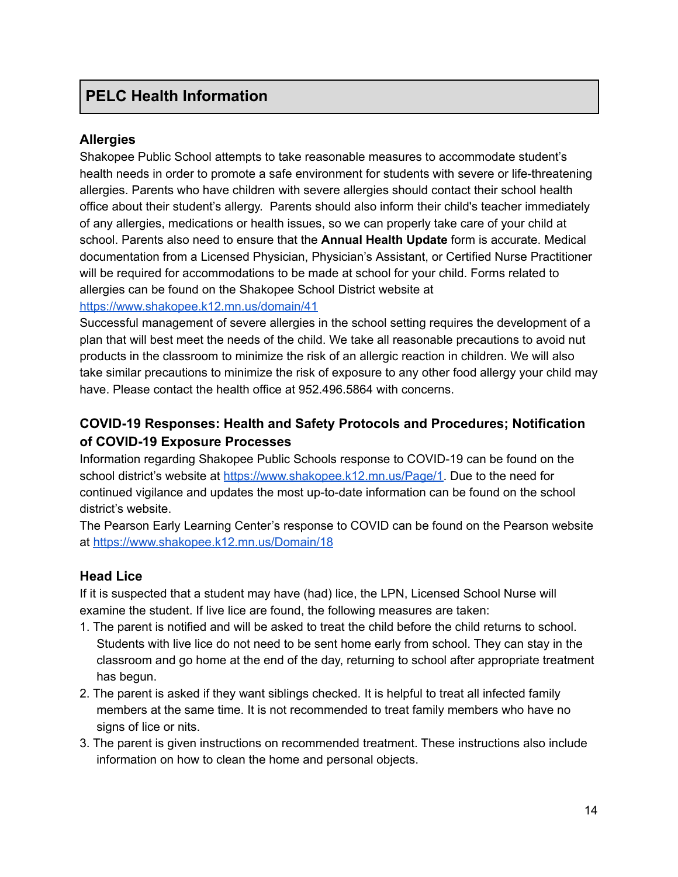## PELC Health Information

### Allergies

Shakopee Public School attempts to take reasonable measures to accommodate student's health needs in order to promote a safe environment for students with severe or life-threatening allergies. Parents who have children with severe allergies should contact their school health office about their student's allergy. Parents should also inform their child's teacher immediately of any allergies, medications or health issues, so we can properly take care of your child at school. Parents also need to ensure that the **Annual Health Update** form is accurate. Medical documentation from a Licensed Physician, Physician's Assistant, or Certified Nurse Practitioner will be required for accommodations to be made at school for your child. Forms related to allergies can be found on the Shakopee School District website at https://www.shakopee.k12.mn.us/domain/41

Successful management of severe allergies in the school setting requires the development of a plan that will best meet the needs of the child. We take all reasonable precautions to avoid nut products in the classroom to minimize the risk of an allergic reaction in children. We will also take similar precautions to minimize the risk of exposure to any other food allergy your child may have. Please contact the health office at 952.496.5864 with concerns.

### COVID-19 Responses: Health and Safety Protocols and Procedures; Notification of COVID-19 Exposure Processes

Information regarding Shakopee Public Schools response to COVID-19 can be found on the school district's website at https://www.shakopee.k12.mn.us/Page/1. Due to the need for continued vigilance and updates the most up-to-date information can be found on the school district's website.

The Pearson Early Learning Center's response to COVID can be found on the Pearson website at https://www.shakopee.k12.mn.us/Domain/18

### Head Lice

If it is suspected that a student may have (had) lice, the LPN, Licensed School Nurse will examine the student. If live lice are found, the following measures are taken:

1. The parent is notified and will be asked to treat the child before the child returns to school. Students with live lice do not need to be sent home early from school. They can stay in the classroom and go home at the end of the day, returning to school after appropriate treatment has begun.
2. The parent is asked if they want siblings checked. It is helpful to treat all infected family members at the same time. It is not recommended to treat family members who have no signs of lice or nits.
3. The parent is given instructions on recommended treatment. These instructions also include information on how to clean the home and personal objects.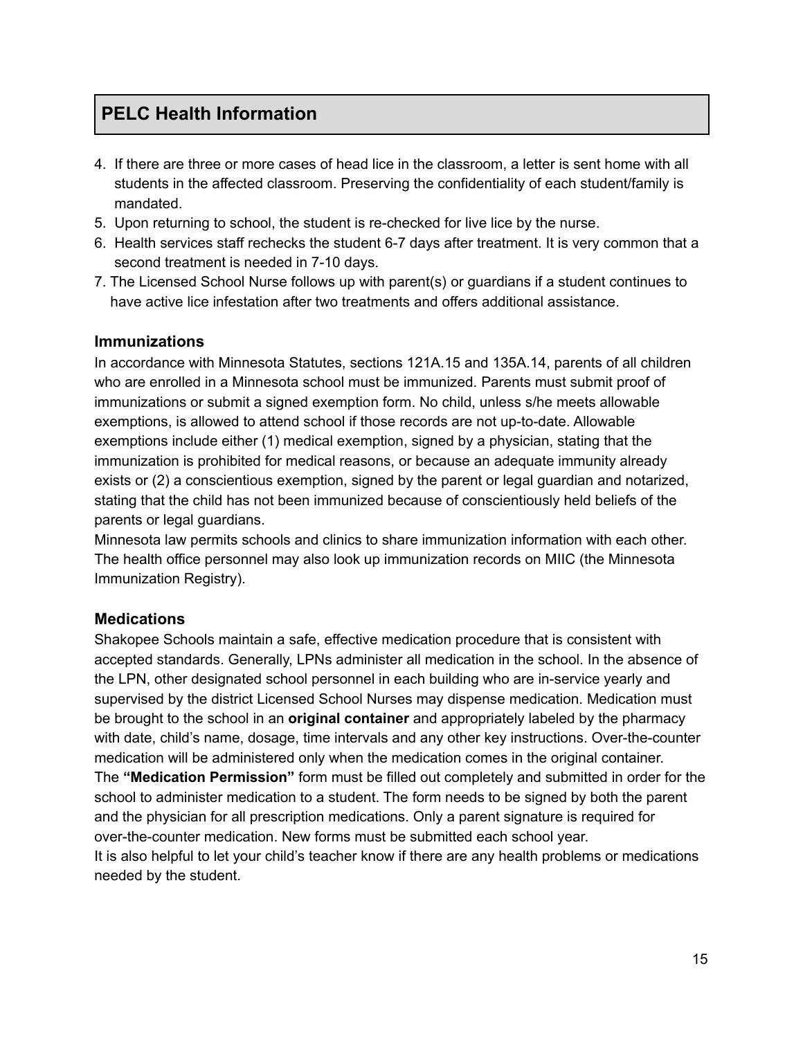## PELC Health Information

4. If there are three or more cases of head lice in the classroom, a letter is sent home with all students in the affected classroom. Preserving the confidentiality of each student/family is mandated.
5. Upon returning to school, the student is re-checked for live lice by the nurse.
6. Health services staff rechecks the student 6-7 days after treatment. It is very common that a second treatment is needed in 7-10 days.
7. The Licensed School Nurse follows up with parent(s) or guardians if a student continues to have active lice infestation after two treatments and offers additional assistance.

### Immunizations

In accordance with Minnesota Statutes, sections 121A.15 and 135A.14, parents of all children who are enrolled in a Minnesota school must be immunized. Parents must submit proof of immunizations or submit a signed exemption form. No child, unless s/he meets allowable exemptions, is allowed to attend school if those records are not up-to-date. Allowable exemptions include either (1) medical exemption, signed by a physician, stating that the immunization is prohibited for medical reasons, or because an adequate immunity already exists or (2) a conscientious exemption, signed by the parent or legal guardian and notarized, stating that the child has not been immunized because of conscientiously held beliefs of the parents or legal guardians.

Minnesota law permits schools and clinics to share immunization information with each other. The health office personnel may also look up immunization records on MIIC (the Minnesota Immunization Registry).

### Medications

Shakopee Schools maintain a safe, effective medication procedure that is consistent with accepted standards. Generally, LPNs administer all medication in the school. In the absence of the LPN, other designated school personnel in each building who are in-service yearly and supervised by the district Licensed School Nurses may dispense medication. Medication must be brought to the school in an **original container** and appropriately labeled by the pharmacy with date, child's name, dosage, time intervals and any other key instructions. Over-the-counter medication will be administered only when the medication comes in the original container.

The **"Medication Permission"** form must be filled out completely and submitted in order for the school to administer medication to a student. The form needs to be signed by both the parent and the physician for all prescription medications. Only a parent signature is required for over-the-counter medication. New forms must be submitted each school year.

It is also helpful to let your child's teacher know if there are any health problems or medications needed by the student.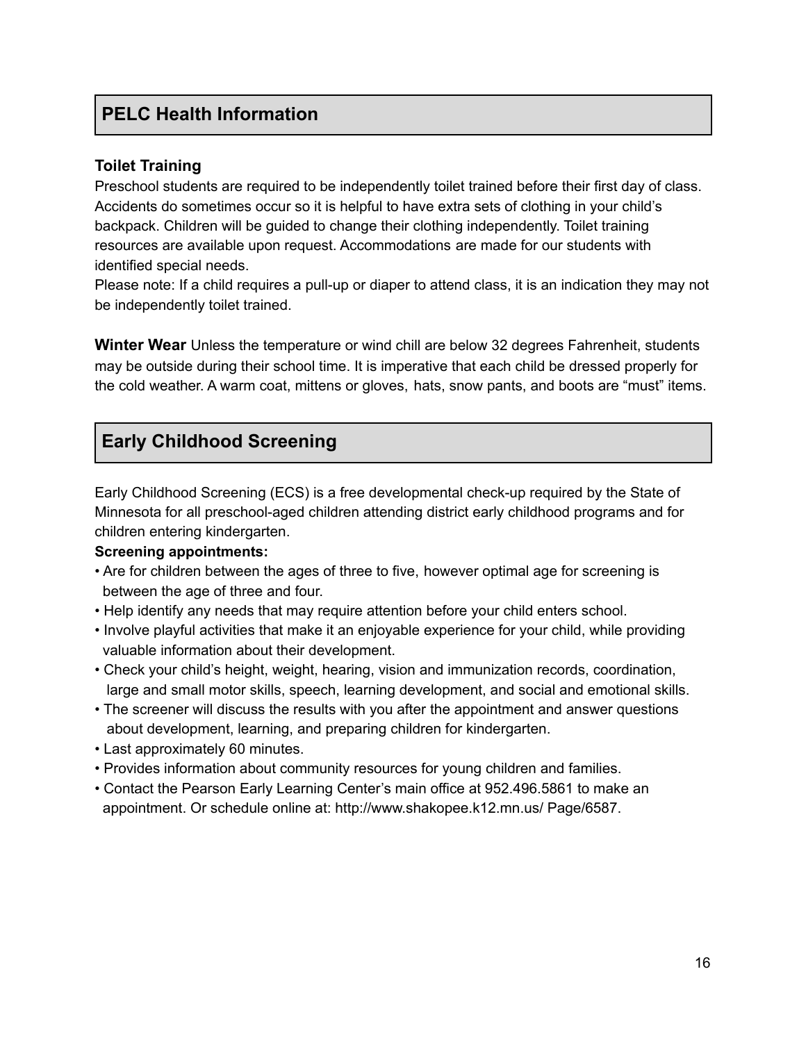## PELC Health Information

### Toilet Training

Preschool students are required to be independently toilet trained before their first day of class. Accidents do sometimes occur so it is helpful to have extra sets of clothing in your child's backpack. Children will be guided to change their clothing independently. Toilet training resources are available upon request. Accommodations are made for our students with identified special needs.

Please note: If a child requires a pull-up or diaper to attend class, it is an indication they may not be independently toilet trained.

**Winter Wear** Unless the temperature or wind chill are below 32 degrees Fahrenheit, students may be outside during their school time. It is imperative that each child be dressed properly for the cold weather. A warm coat, mittens or gloves, hats, snow pants, and boots are "must" items.

## Early Childhood Screening

Early Childhood Screening (ECS) is a free developmental check-up required by the State of Minnesota for all preschool-aged children attending district early childhood programs and for children entering kindergarten.

**Screening appointments:**

- Are for children between the ages of three to five, however optimal age for screening is between the age of three and four.
- Help identify any needs that may require attention before your child enters school.
- Involve playful activities that make it an enjoyable experience for your child, while providing valuable information about their development.
- Check your child's height, weight, hearing, vision and immunization records, coordination, large and small motor skills, speech, learning development, and social and emotional skills.
- The screener will discuss the results with you after the appointment and answer questions about development, learning, and preparing children for kindergarten.
- Last approximately 60 minutes.
- Provides information about community resources for young children and families.
- Contact the Pearson Early Learning Center's main office at 952.496.5861 to make an appointment. Or schedule online at: http://www.shakopee.k12.mn.us/ Page/6587.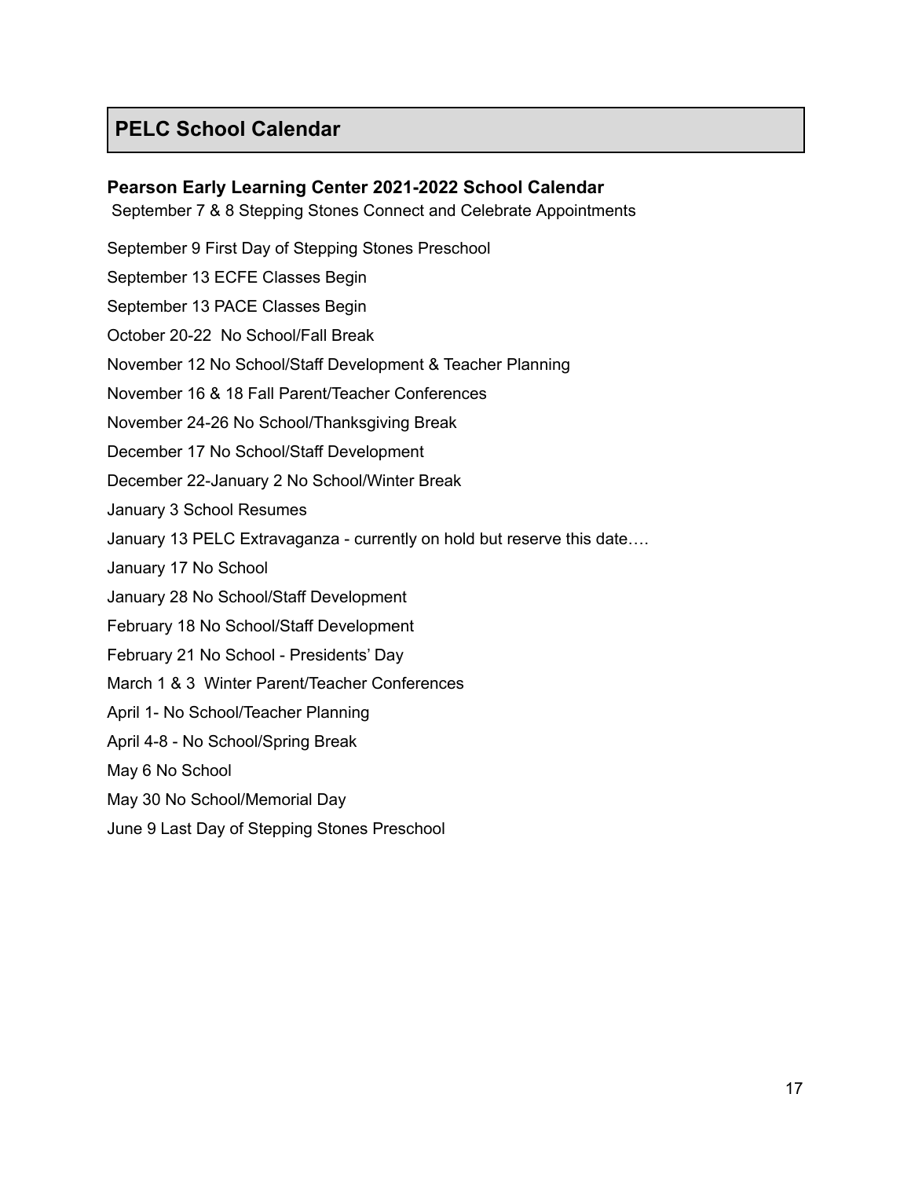## PELC School Calendar

**Pearson Early Learning Center 2021-2022 School Calendar**

September 7 & 8 Stepping Stones Connect and Celebrate Appointments

September 9 First Day of Stepping Stones Preschool

September 13 ECFE Classes Begin

September 13 PACE Classes Begin

October 20-22 No School/Fall Break

November 12 No School/Staff Development & Teacher Planning

November 16 & 18 Fall Parent/Teacher Conferences

November 24-26 No School/Thanksgiving Break

December 17 No School/Staff Development

December 22-January 2 No School/Winter Break

January 3 School Resumes

January 13 PELC Extravaganza - currently on hold but reserve this date….

January 17 No School

January 28 No School/Staff Development

February 18 No School/Staff Development

February 21 No School - Presidents' Day

March 1 & 3 Winter Parent/Teacher Conferences

April 1- No School/Teacher Planning

April 4-8 - No School/Spring Break

May 6 No School

May 30 No School/Memorial Day

June 9 Last Day of Stepping Stones Preschool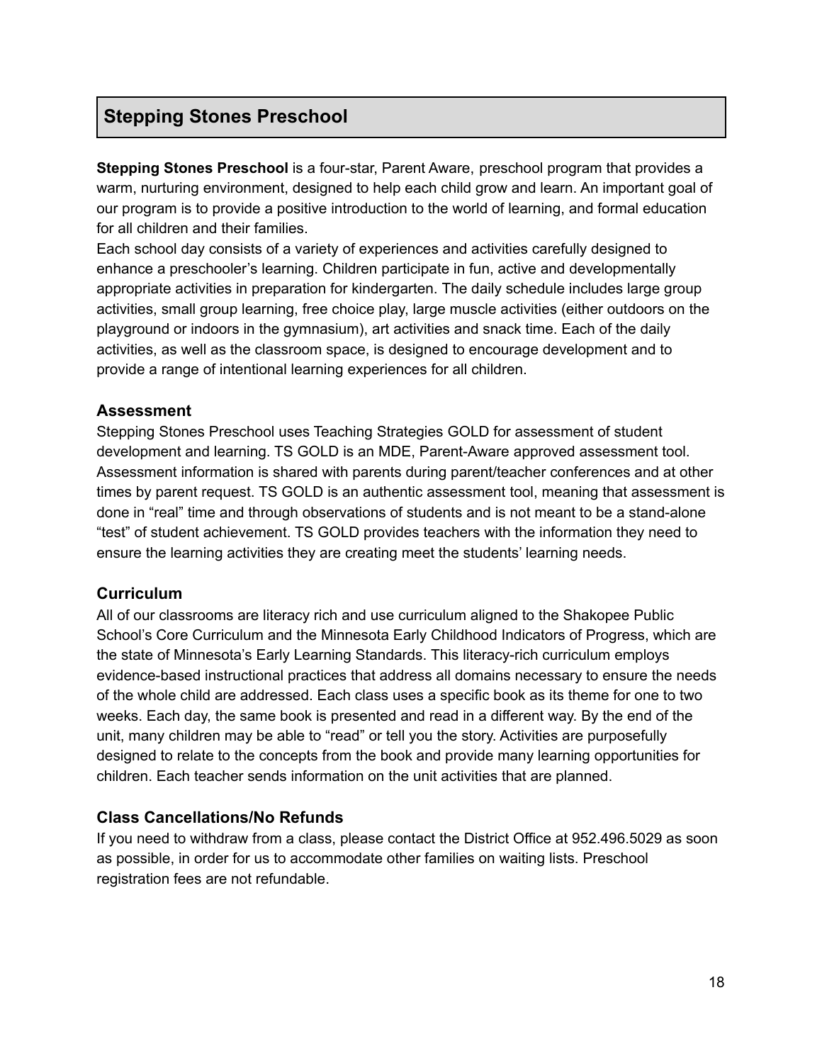## Stepping Stones Preschool

**Stepping Stones Preschool** is a four-star, Parent Aware, preschool program that provides a warm, nurturing environment, designed to help each child grow and learn. An important goal of our program is to provide a positive introduction to the world of learning, and formal education for all children and their families.

Each school day consists of a variety of experiences and activities carefully designed to enhance a preschooler's learning. Children participate in fun, active and developmentally appropriate activities in preparation for kindergarten. The daily schedule includes large group activities, small group learning, free choice play, large muscle activities (either outdoors on the playground or indoors in the gymnasium), art activities and snack time. Each of the daily activities, as well as the classroom space, is designed to encourage development and to provide a range of intentional learning experiences for all children.

### Assessment

Stepping Stones Preschool uses Teaching Strategies GOLD for assessment of student development and learning. TS GOLD is an MDE, Parent-Aware approved assessment tool. Assessment information is shared with parents during parent/teacher conferences and at other times by parent request. TS GOLD is an authentic assessment tool, meaning that assessment is done in "real" time and through observations of students and is not meant to be a stand-alone "test" of student achievement. TS GOLD provides teachers with the information they need to ensure the learning activities they are creating meet the students' learning needs.

### Curriculum

All of our classrooms are literacy rich and use curriculum aligned to the Shakopee Public School's Core Curriculum and the Minnesota Early Childhood Indicators of Progress, which are the state of Minnesota's Early Learning Standards. This literacy-rich curriculum employs evidence-based instructional practices that address all domains necessary to ensure the needs of the whole child are addressed. Each class uses a specific book as its theme for one to two weeks. Each day, the same book is presented and read in a different way. By the end of the unit, many children may be able to "read" or tell you the story. Activities are purposefully designed to relate to the concepts from the book and provide many learning opportunities for children. Each teacher sends information on the unit activities that are planned.

### Class Cancellations/No Refunds

If you need to withdraw from a class, please contact the District Office at 952.496.5029 as soon as possible, in order for us to accommodate other families on waiting lists. Preschool registration fees are not refundable.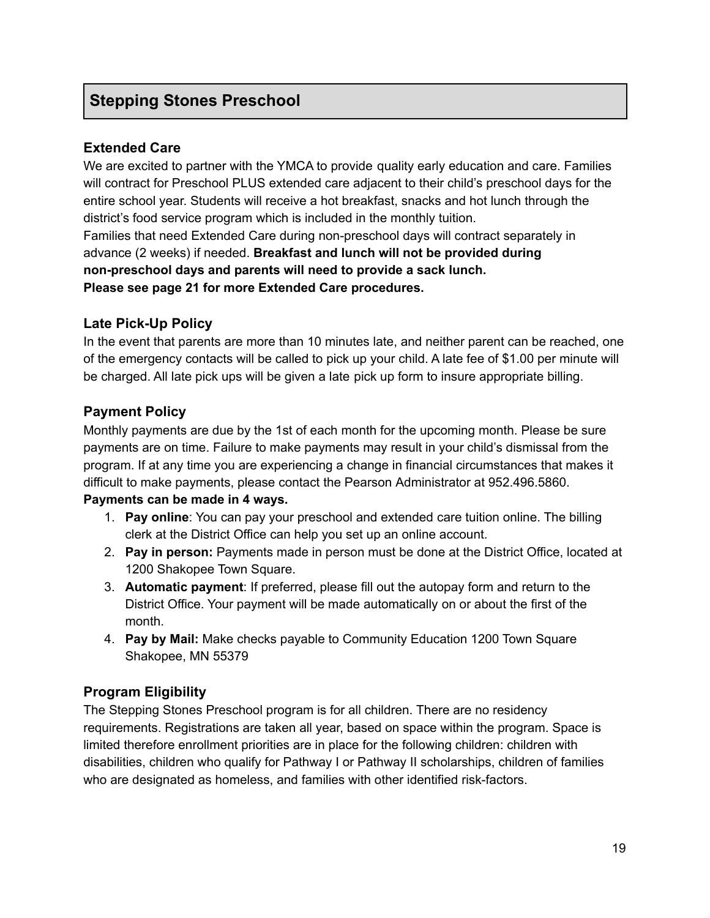# Stepping Stones Preschool

## Extended Care

We are excited to partner with the YMCA to provide quality early education and care. Families will contract for Preschool PLUS extended care adjacent to their child's preschool days for the entire school year. Students will receive a hot breakfast, snacks and hot lunch through the district's food service program which is included in the monthly tuition.

Families that need Extended Care during non-preschool days will contract separately in advance (2 weeks) if needed. **Breakfast and lunch will not be provided during non-preschool days and parents will need to provide a sack lunch.**

**Please see page 21 for more Extended Care procedures.**

## Late Pick-Up Policy

In the event that parents are more than 10 minutes late, and neither parent can be reached, one of the emergency contacts will be called to pick up your child. A late fee of $1.00 per minute will be charged. All late pick ups will be given a late pick up form to insure appropriate billing.

## Payment Policy

Monthly payments are due by the 1st of each month for the upcoming month. Please be sure payments are on time. Failure to make payments may result in your child's dismissal from the program. If at any time you are experiencing a change in financial circumstances that makes it difficult to make payments, please contact the Pearson Administrator at 952.496.5860.

**Payments can be made in 4 ways.**

1. **Pay online**: You can pay your preschool and extended care tuition online. The billing clerk at the District Office can help you set up an online account.
2. **Pay in person:** Payments made in person must be done at the District Office, located at 1200 Shakopee Town Square.
3. **Automatic payment**: If preferred, please fill out the autopay form and return to the District Office. Your payment will be made automatically on or about the first of the month.
4. **Pay by Mail:** Make checks payable to Community Education 1200 Town Square Shakopee, MN 55379

## Program Eligibility

The Stepping Stones Preschool program is for all children. There are no residency requirements. Registrations are taken all year, based on space within the program. Space is limited therefore enrollment priorities are in place for the following children: children with disabilities, children who qualify for Pathway I or Pathway II scholarships, children of families who are designated as homeless, and families with other identified risk-factors.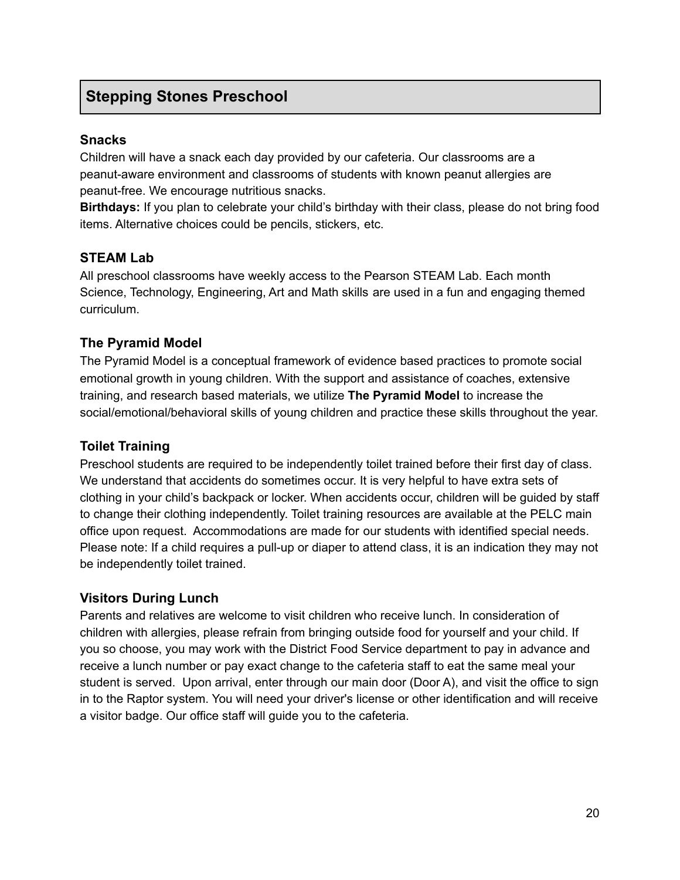## Stepping Stones Preschool

### Snacks

Children will have a snack each day provided by our cafeteria. Our classrooms are a peanut-aware environment and classrooms of students with known peanut allergies are peanut-free. We encourage nutritious snacks.

**Birthdays:** If you plan to celebrate your child's birthday with their class, please do not bring food items. Alternative choices could be pencils, stickers, etc.

### STEAM Lab

All preschool classrooms have weekly access to the Pearson STEAM Lab. Each month Science, Technology, Engineering, Art and Math skills are used in a fun and engaging themed curriculum.

### The Pyramid Model

The Pyramid Model is a conceptual framework of evidence based practices to promote social emotional growth in young children. With the support and assistance of coaches, extensive training, and research based materials, we utilize **The Pyramid Model** to increase the social/emotional/behavioral skills of young children and practice these skills throughout the year.

### Toilet Training

Preschool students are required to be independently toilet trained before their first day of class. We understand that accidents do sometimes occur. It is very helpful to have extra sets of clothing in your child's backpack or locker. When accidents occur, children will be guided by staff to change their clothing independently. Toilet training resources are available at the PELC main office upon request. Accommodations are made for our students with identified special needs. Please note: If a child requires a pull-up or diaper to attend class, it is an indication they may not be independently toilet trained.

### Visitors During Lunch

Parents and relatives are welcome to visit children who receive lunch. In consideration of children with allergies, please refrain from bringing outside food for yourself and your child. If you so choose, you may work with the District Food Service department to pay in advance and receive a lunch number or pay exact change to the cafeteria staff to eat the same meal your student is served. Upon arrival, enter through our main door (Door A), and visit the office to sign in to the Raptor system. You will need your driver's license or other identification and will receive a visitor badge. Our office staff will guide you to the cafeteria.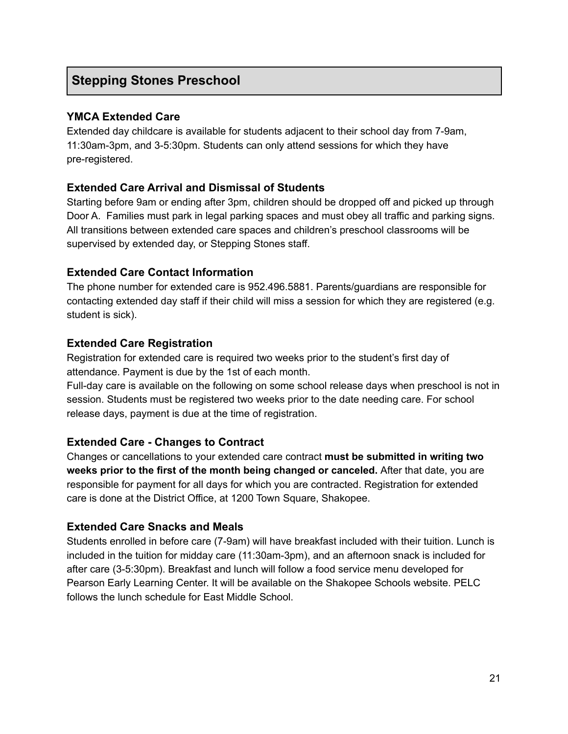## Stepping Stones Preschool

### YMCA Extended Care

Extended day childcare is available for students adjacent to their school day from 7-9am, 11:30am-3pm, and 3-5:30pm. Students can only attend sessions for which they have pre-registered.

### Extended Care Arrival and Dismissal of Students

Starting before 9am or ending after 3pm, children should be dropped off and picked up through Door A. Families must park in legal parking spaces and must obey all traffic and parking signs. All transitions between extended care spaces and children's preschool classrooms will be supervised by extended day, or Stepping Stones staff.

### Extended Care Contact Information

The phone number for extended care is 952.496.5881. Parents/guardians are responsible for contacting extended day staff if their child will miss a session for which they are registered (e.g. student is sick).

### Extended Care Registration

Registration for extended care is required two weeks prior to the student's first day of attendance. Payment is due by the 1st of each month.

Full-day care is available on the following on some school release days when preschool is not in session. Students must be registered two weeks prior to the date needing care. For school release days, payment is due at the time of registration.

### Extended Care - Changes to Contract

Changes or cancellations to your extended care contract **must be submitted in writing two weeks prior to the first of the month being changed or canceled.** After that date, you are responsible for payment for all days for which you are contracted. Registration for extended care is done at the District Office, at 1200 Town Square, Shakopee.

### Extended Care Snacks and Meals

Students enrolled in before care (7-9am) will have breakfast included with their tuition. Lunch is included in the tuition for midday care (11:30am-3pm), and an afternoon snack is included for after care (3-5:30pm). Breakfast and lunch will follow a food service menu developed for Pearson Early Learning Center. It will be available on the Shakopee Schools website. PELC follows the lunch schedule for East Middle School.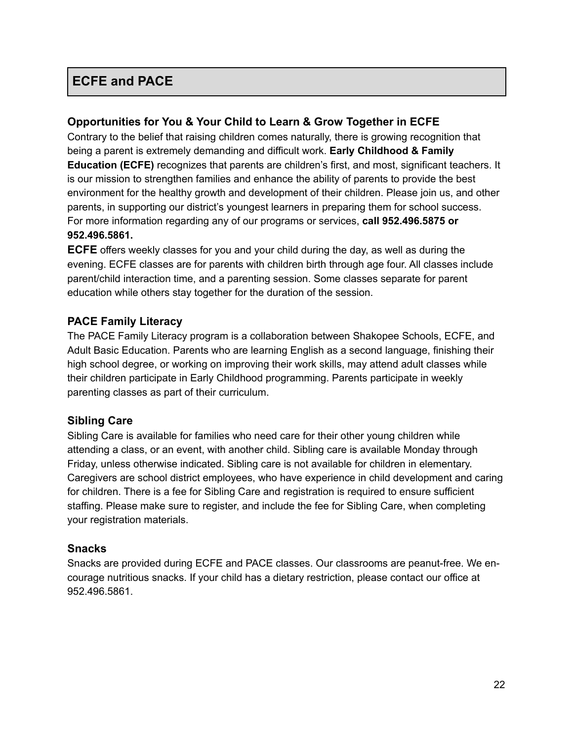## ECFE and PACE

### Opportunities for You & Your Child to Learn & Grow Together in ECFE

Contrary to the belief that raising children comes naturally, there is growing recognition that being a parent is extremely demanding and difficult work. **Early Childhood & Family Education (ECFE)** recognizes that parents are children's first, and most, significant teachers. It is our mission to strengthen families and enhance the ability of parents to provide the best environment for the healthy growth and development of their children. Please join us, and other parents, in supporting our district's youngest learners in preparing them for school success. For more information regarding any of our programs or services, **call 952.496.5875 or 952.496.5861.**

**ECFE** offers weekly classes for you and your child during the day, as well as during the evening. ECFE classes are for parents with children birth through age four. All classes include parent/child interaction time, and a parenting session. Some classes separate for parent education while others stay together for the duration of the session.

### PACE Family Literacy

The PACE Family Literacy program is a collaboration between Shakopee Schools, ECFE, and Adult Basic Education. Parents who are learning English as a second language, finishing their high school degree, or working on improving their work skills, may attend adult classes while their children participate in Early Childhood programming. Parents participate in weekly parenting classes as part of their curriculum.

### Sibling Care

Sibling Care is available for families who need care for their other young children while attending a class, or an event, with another child. Sibling care is available Monday through Friday, unless otherwise indicated. Sibling care is not available for children in elementary. Caregivers are school district employees, who have experience in child development and caring for children. There is a fee for Sibling Care and registration is required to ensure sufficient staffing. Please make sure to register, and include the fee for Sibling Care, when completing your registration materials.

### Snacks

Snacks are provided during ECFE and PACE classes. Our classrooms are peanut-free. We encourage nutritious snacks. If your child has a dietary restriction, please contact our office at 952.496.5861.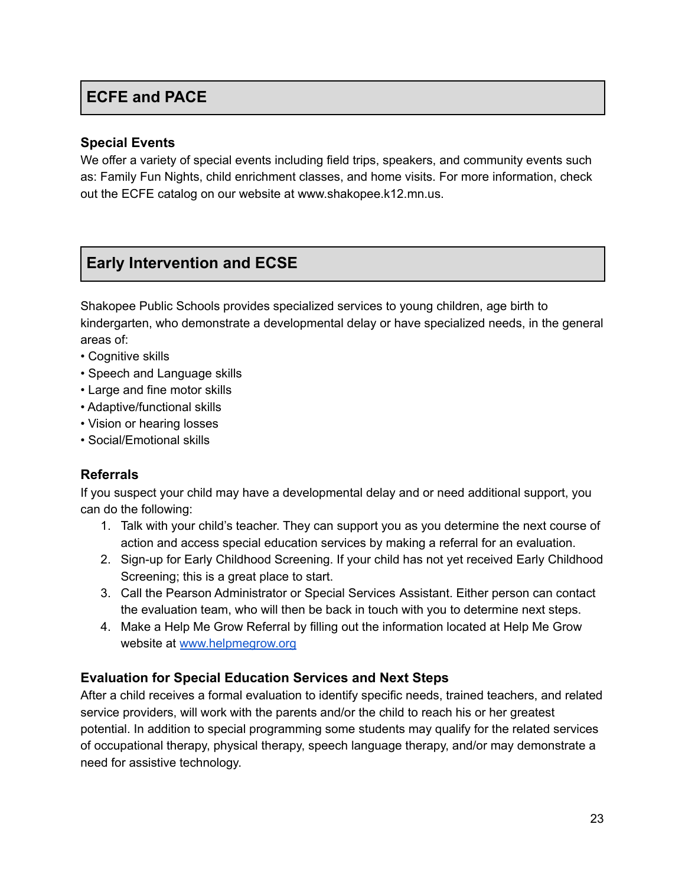## ECFE and PACE

### Special Events

We offer a variety of special events including field trips, speakers, and community events such as: Family Fun Nights, child enrichment classes, and home visits. For more information, check out the ECFE catalog on our website at www.shakopee.k12.mn.us.

## Early Intervention and ECSE

Shakopee Public Schools provides specialized services to young children, age birth to kindergarten, who demonstrate a developmental delay or have specialized needs, in the general areas of:

- Cognitive skills
- Speech and Language skills
- Large and fine motor skills
- Adaptive/functional skills
- Vision or hearing losses
- Social/Emotional skills

### Referrals

If you suspect your child may have a developmental delay and or need additional support, you can do the following:

1. Talk with your child's teacher. They can support you as you determine the next course of action and access special education services by making a referral for an evaluation.
2. Sign-up for Early Childhood Screening. If your child has not yet received Early Childhood Screening; this is a great place to start.
3. Call the Pearson Administrator or Special Services Assistant. Either person can contact the evaluation team, who will then be back in touch with you to determine next steps.
4. Make a Help Me Grow Referral by filling out the information located at Help Me Grow website at [www.helpmegrow.org](www.helpmegrow.org)

### Evaluation for Special Education Services and Next Steps

After a child receives a formal evaluation to identify specific needs, trained teachers, and related service providers, will work with the parents and/or the child to reach his or her greatest potential. In addition to special programming some students may qualify for the related services of occupational therapy, physical therapy, speech language therapy, and/or may demonstrate a need for assistive technology.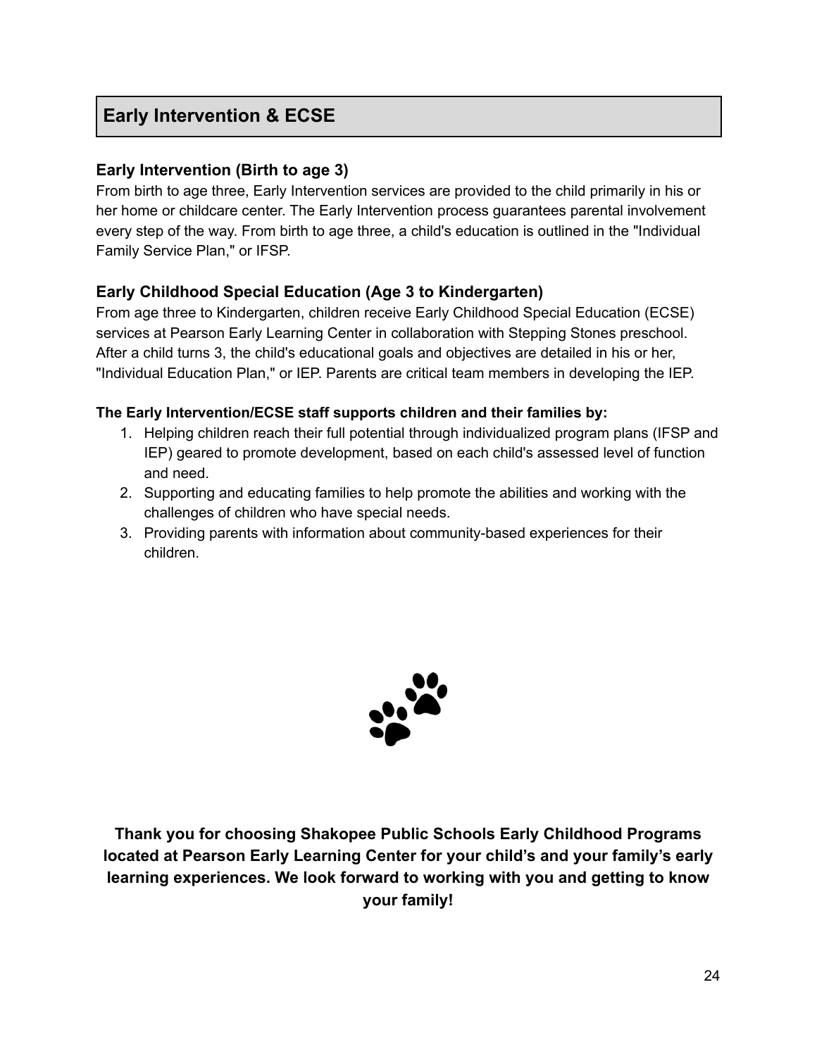## Early Intervention & ECSE

### Early Intervention (Birth to age 3)

From birth to age three, Early Intervention services are provided to the child primarily in his or her home or childcare center. The Early Intervention process guarantees parental involvement every step of the way. From birth to age three, a child's education is outlined in the "Individual Family Service Plan," or IFSP.

### Early Childhood Special Education (Age 3 to Kindergarten)

From age three to Kindergarten, children receive Early Childhood Special Education (ECSE) services at Pearson Early Learning Center in collaboration with Stepping Stones preschool. After a child turns 3, the child's educational goals and objectives are detailed in his or her, "Individual Education Plan," or IEP. Parents are critical team members in developing the IEP.

**The Early Intervention/ECSE staff supports children and their families by:**

1. Helping children reach their full potential through individualized program plans (IFSP and IEP) geared to promote development, based on each child's assessed level of function and need.
2. Supporting and educating families to help promote the abilities and working with the challenges of children who have special needs.
3. Providing parents with information about community-based experiences for their children.

**Thank you for choosing Shakopee Public Schools Early Childhood Programs located at Pearson Early Learning Center for your child's and your family's early learning experiences. We look forward to working with you and getting to know your family!**